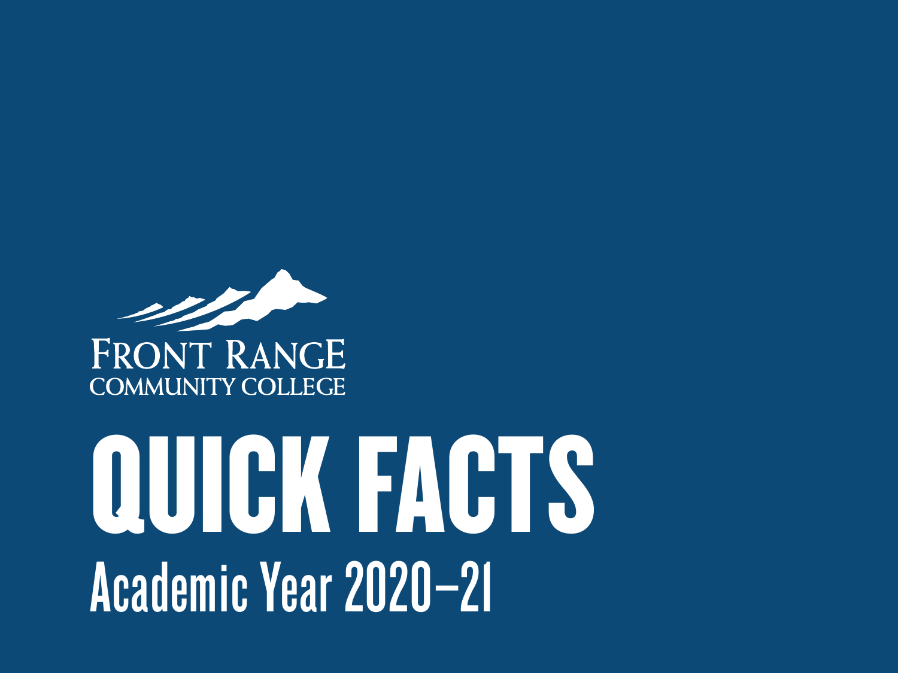FRONT RANGE
COMMUNITY COLLEGE

# QUICK FACTS

## Academic Year 2020–21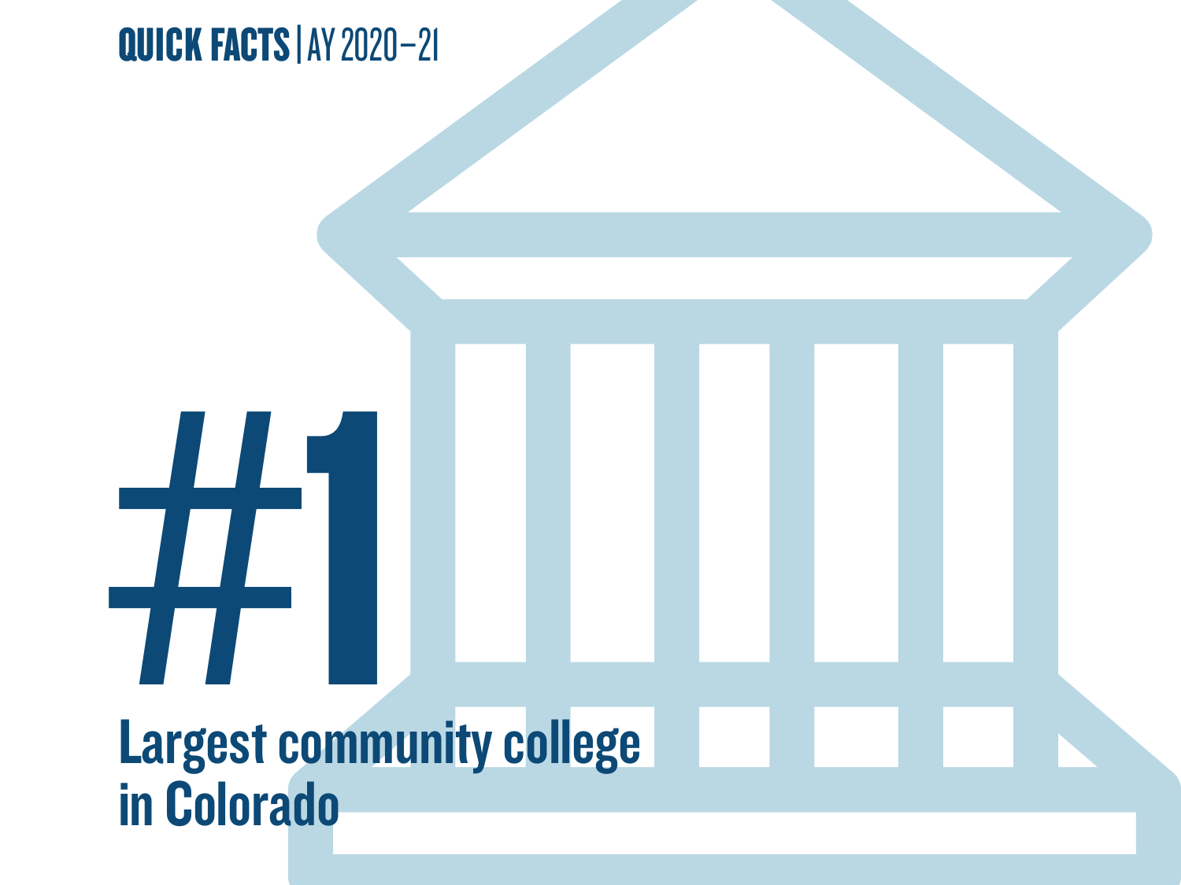**QUICK FACTS** | AY 2020–21

# #1

**Largest community college in Colorado**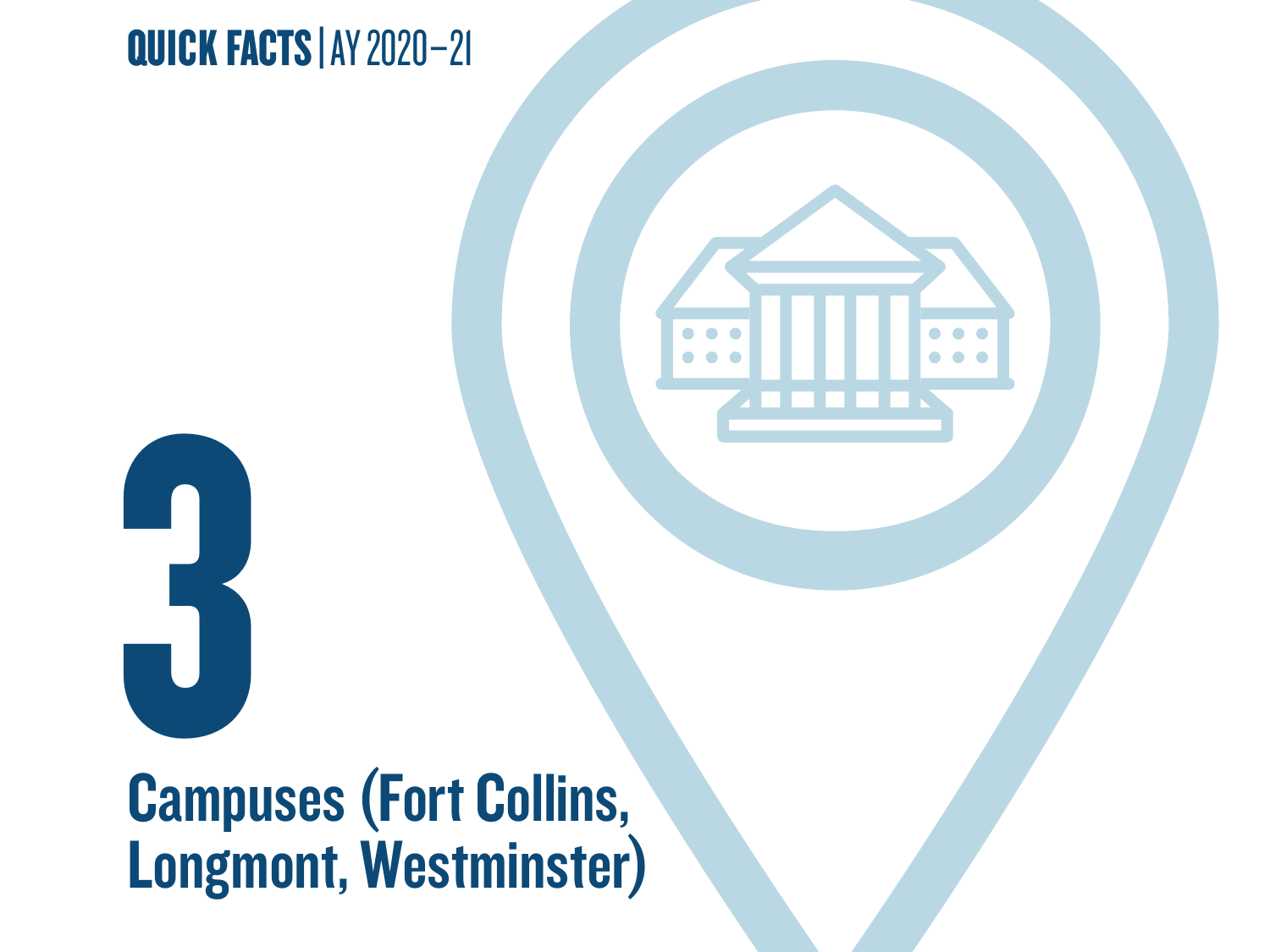**QUICK FACTS** | AY 2020–21

# 3

**Campuses (Fort Collins, Longmont, Westminster)**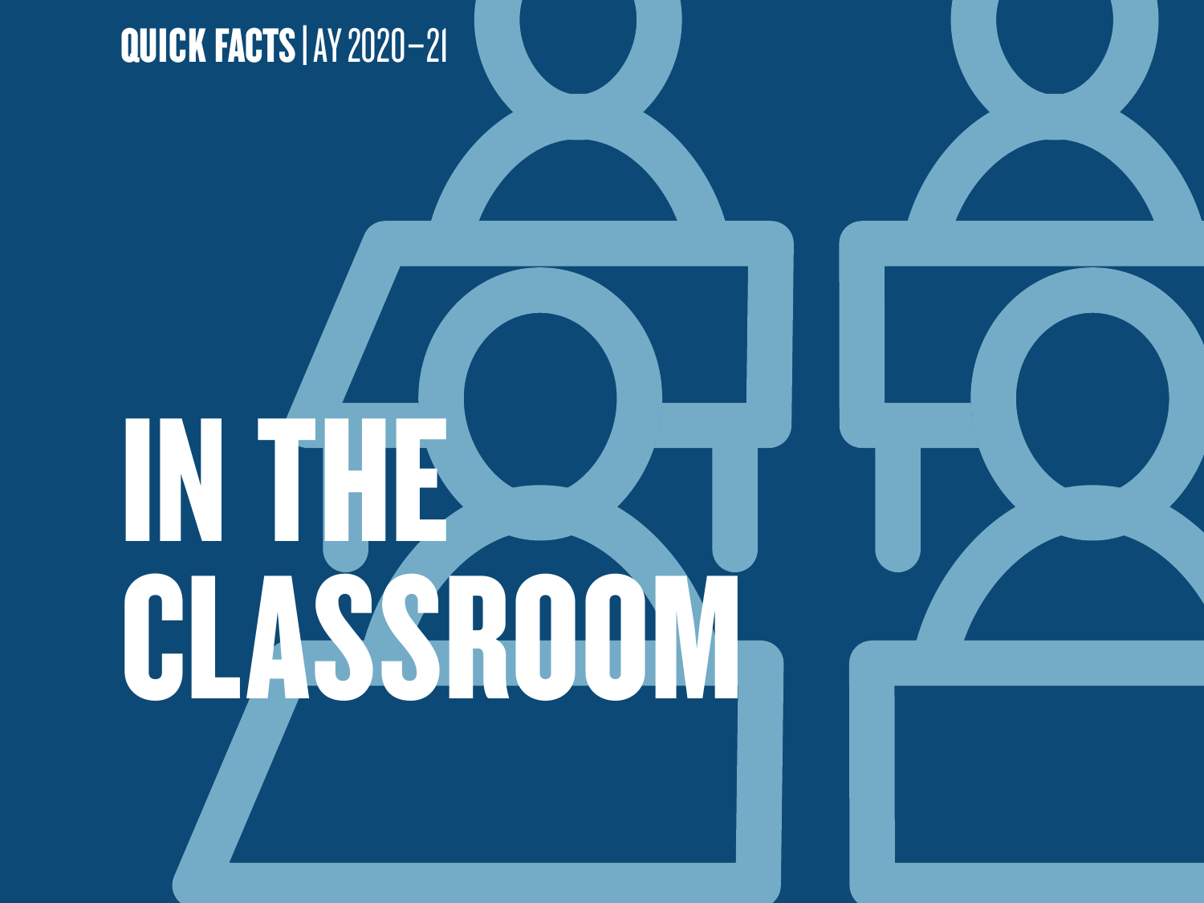**QUICK FACTS** | AY 2020–21

# IN THE CLASSROOM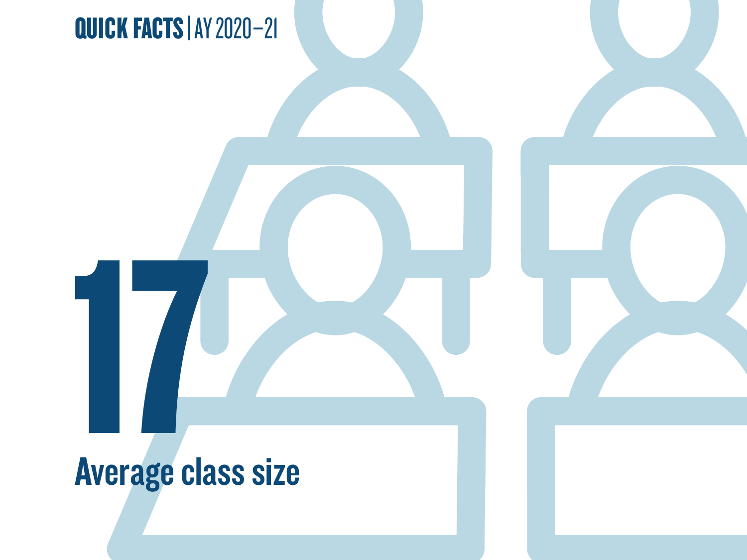**QUICK FACTS** | AY 2020–21

# 17

**Average class size**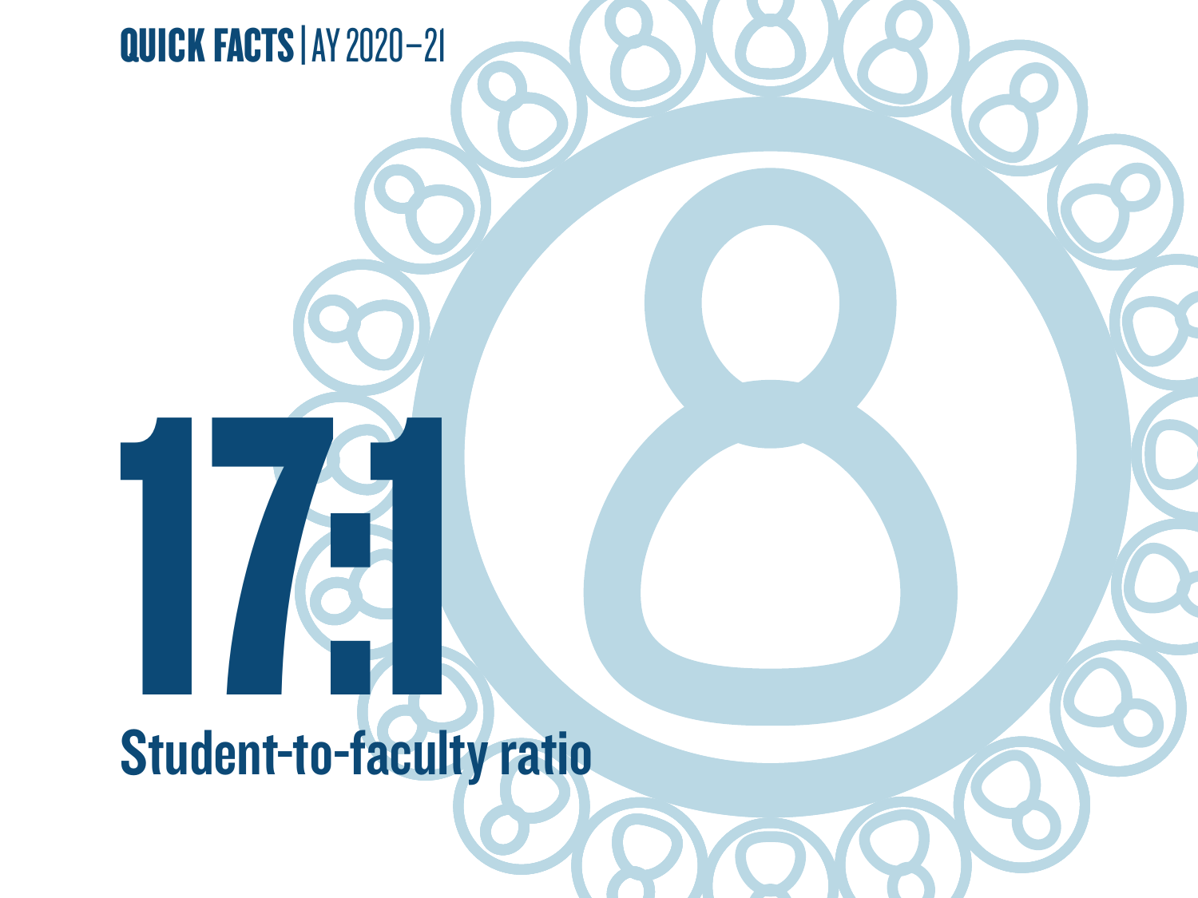**QUICK FACTS** | AY 2020–21

# 17:1

**Student-to-faculty ratio**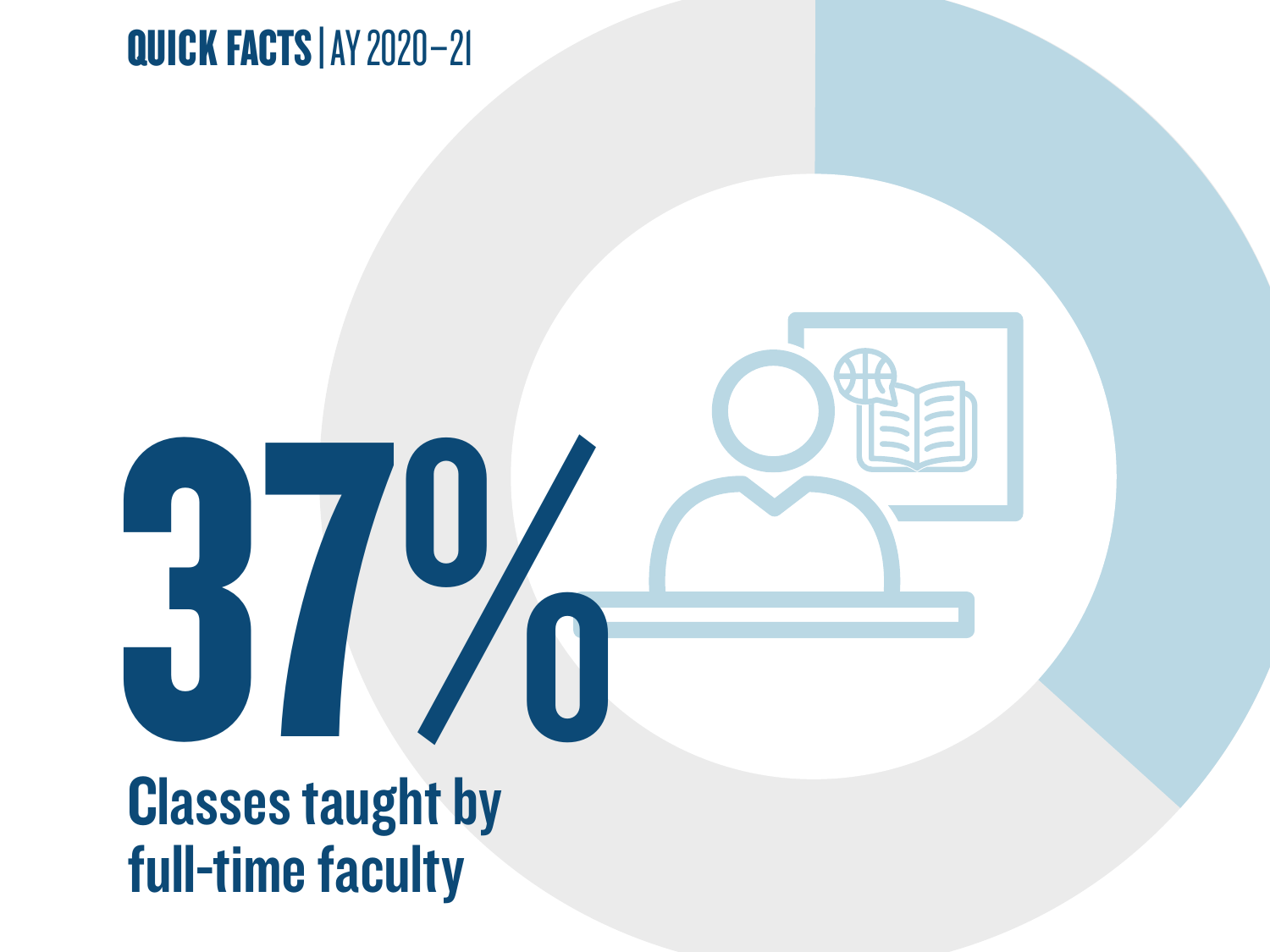**QUICK FACTS** | AY 2020–21

# 37%

Classes taught by full-time faculty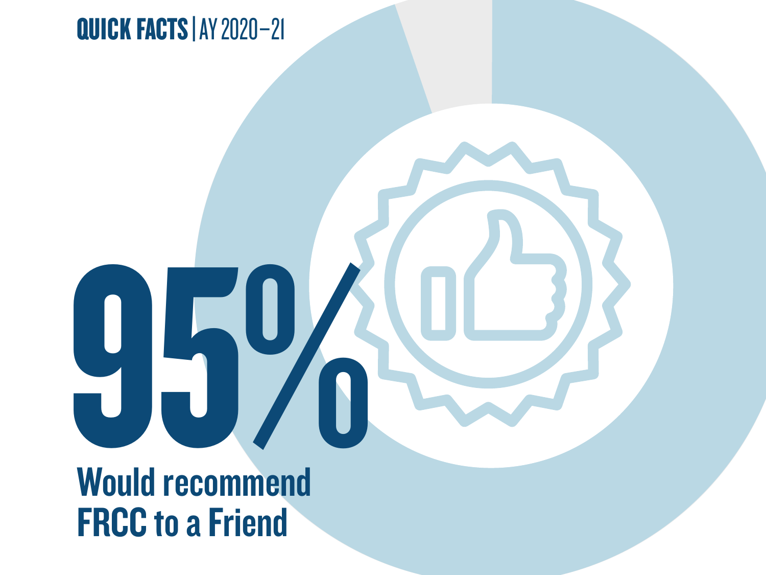**QUICK FACTS** | AY 2020–21

# 95%

**Would recommend FRCC to a Friend**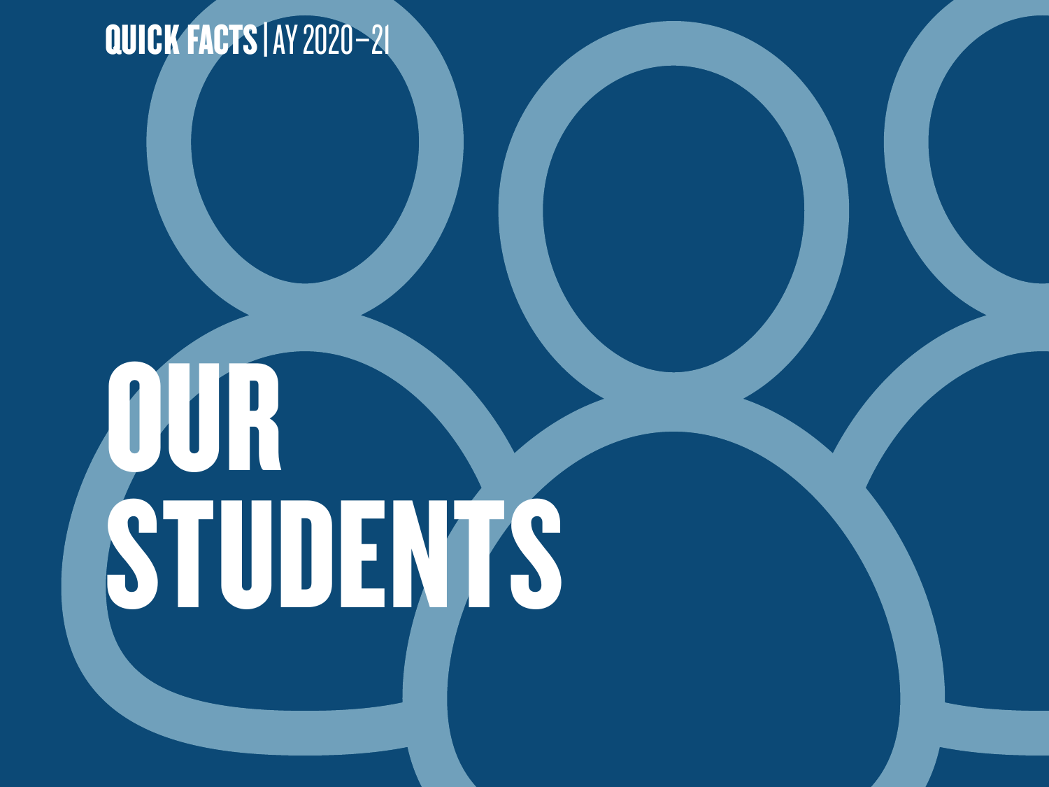QUICK FACTS | AY 2020–21

# OUR STUDENTS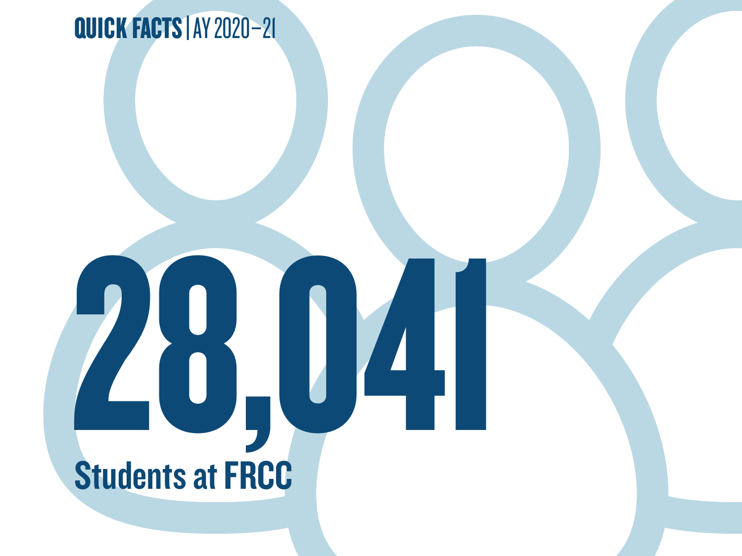**QUICK FACTS** | AY 2020–21

# 28,041

**Students at FRCC**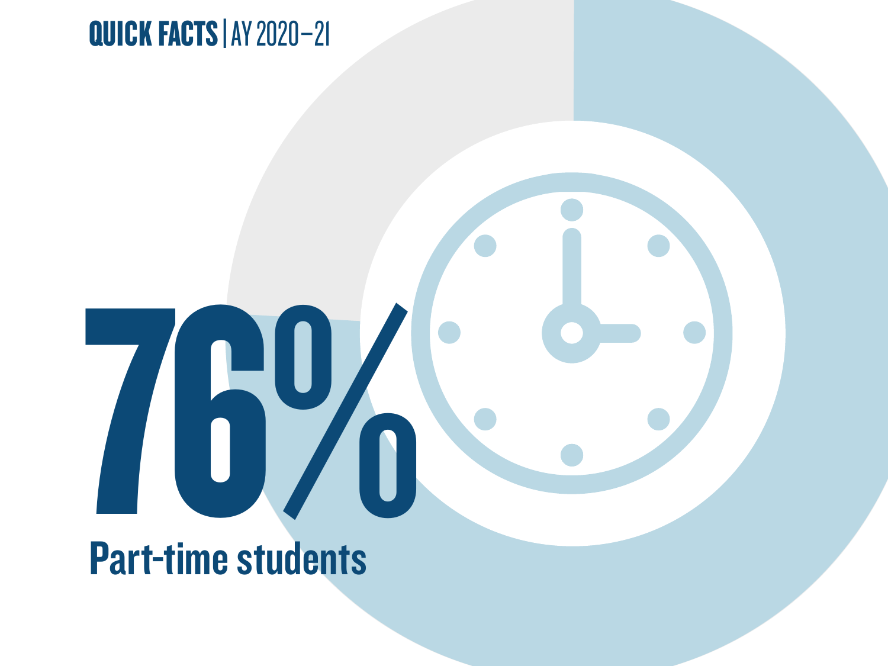**QUICK FACTS** | AY 2020–21

# 76%

**Part-time students**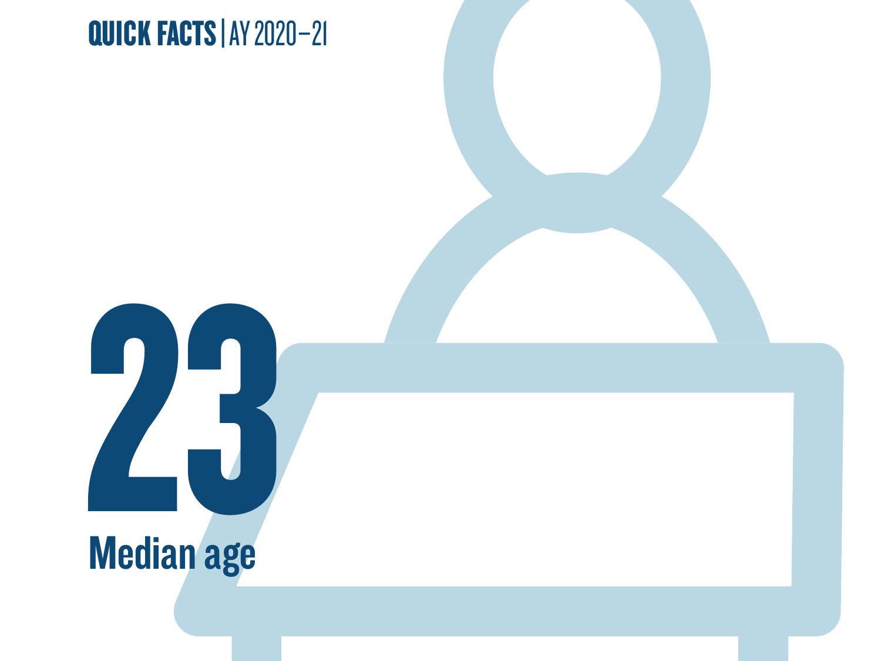**QUICK FACTS** | AY 2020–21

# 23

**Median age**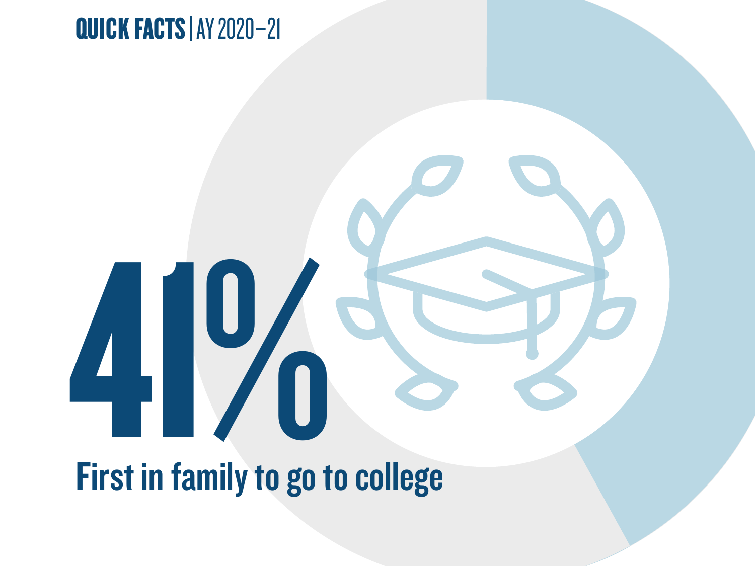**QUICK FACTS** | AY 2020–21

# 41%

First in family to go to college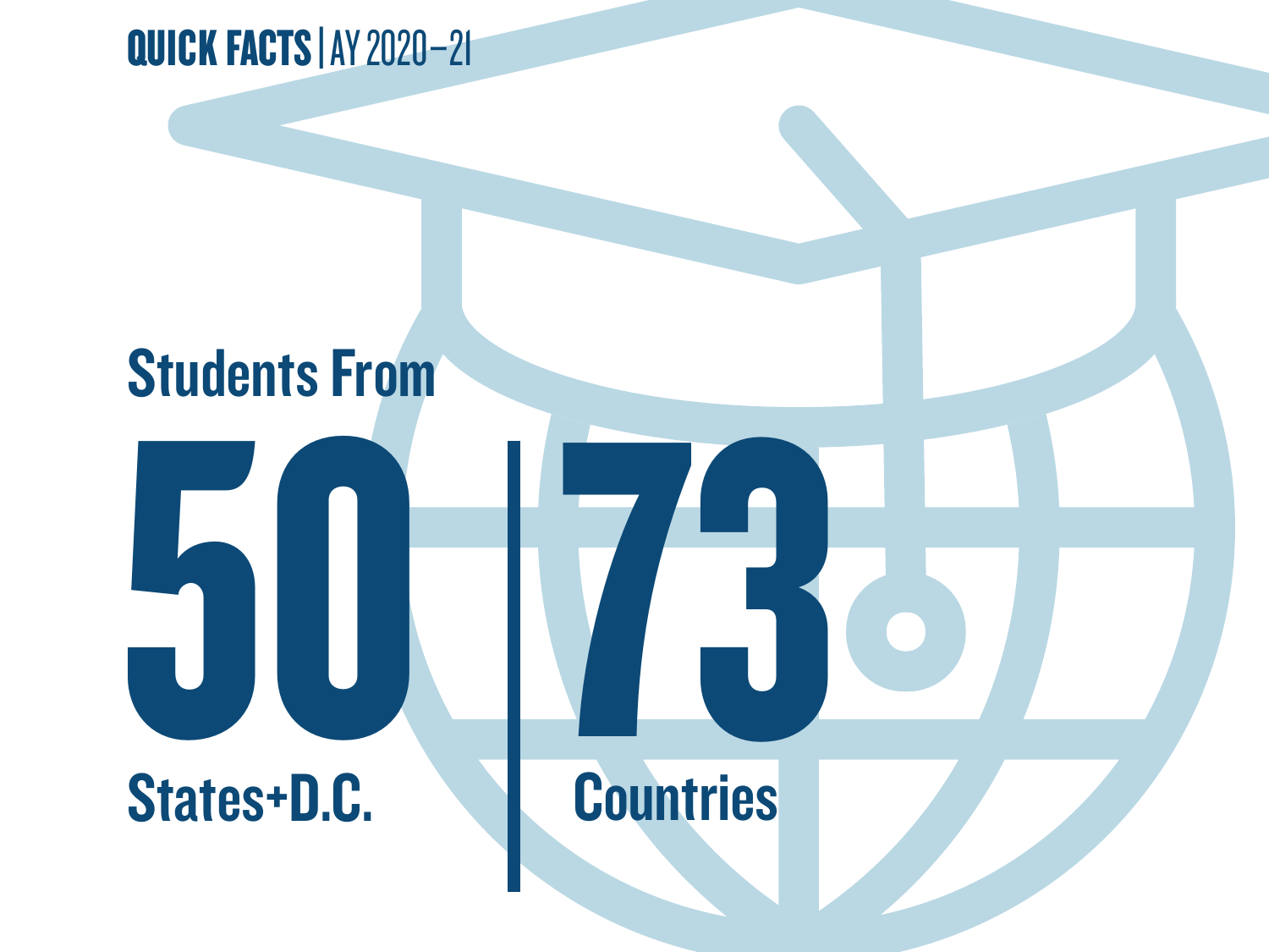**QUICK FACTS** | AY 2020–21

## Students From

**50**

States+D.C.

**73**

Countries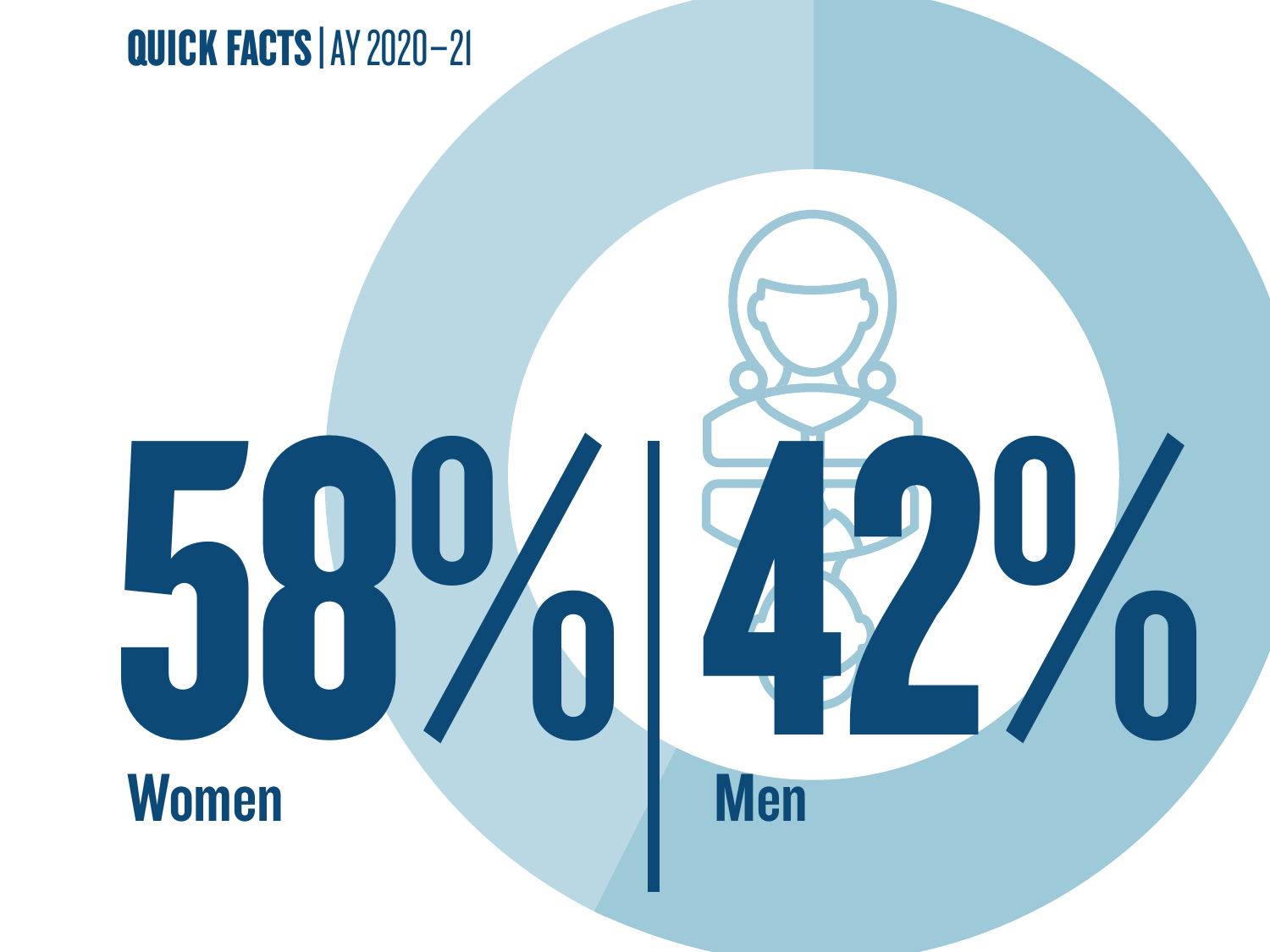QUICK FACTS | AY 2020–21

58%

Women

42%

Men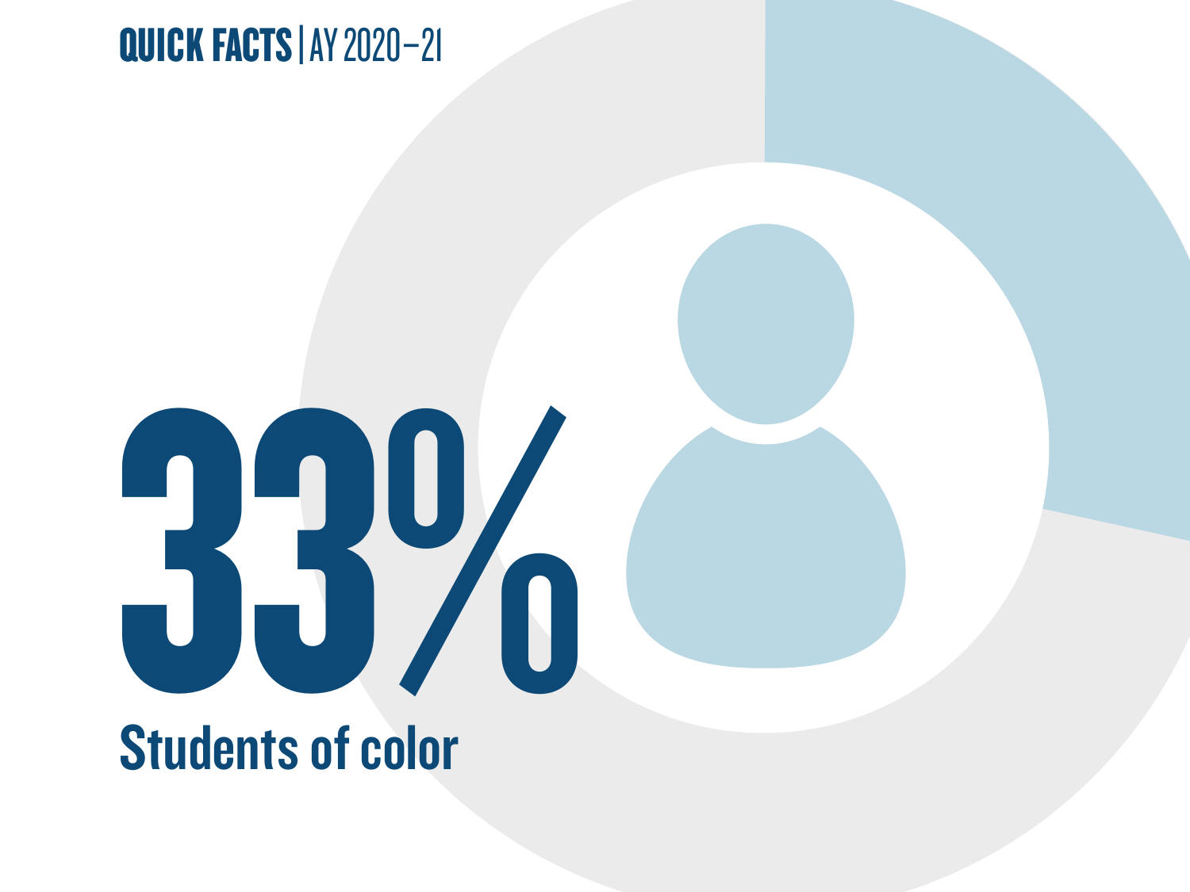**QUICK FACTS** | AY 2020–21

# 33%

**Students of color**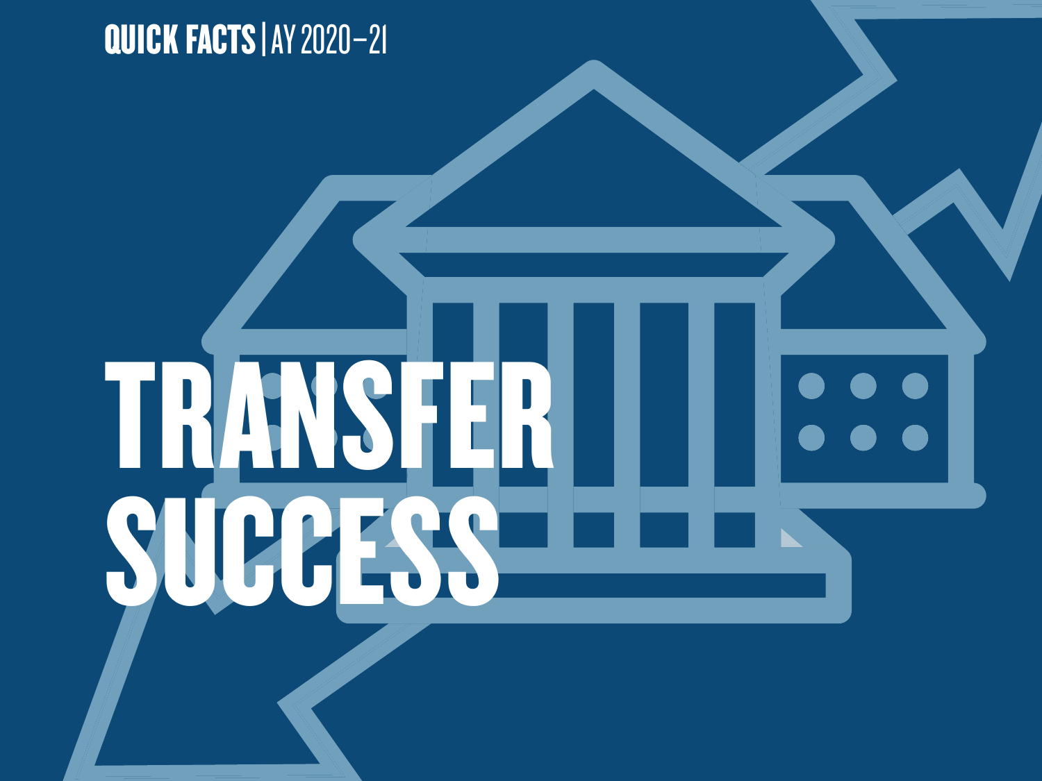**QUICK FACTS** | AY 2020–21

# TRANSFER SUCCESS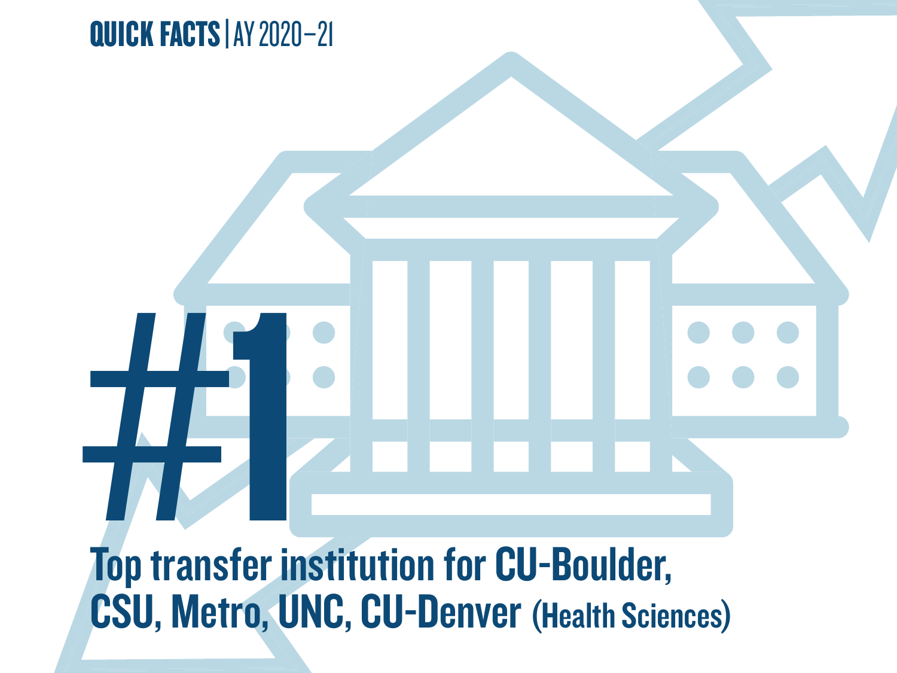**QUICK FACTS** | AY 2020–21

# #1

**Top transfer institution for CU-Boulder, CSU, Metro, UNC, CU-Denver (Health Sciences)**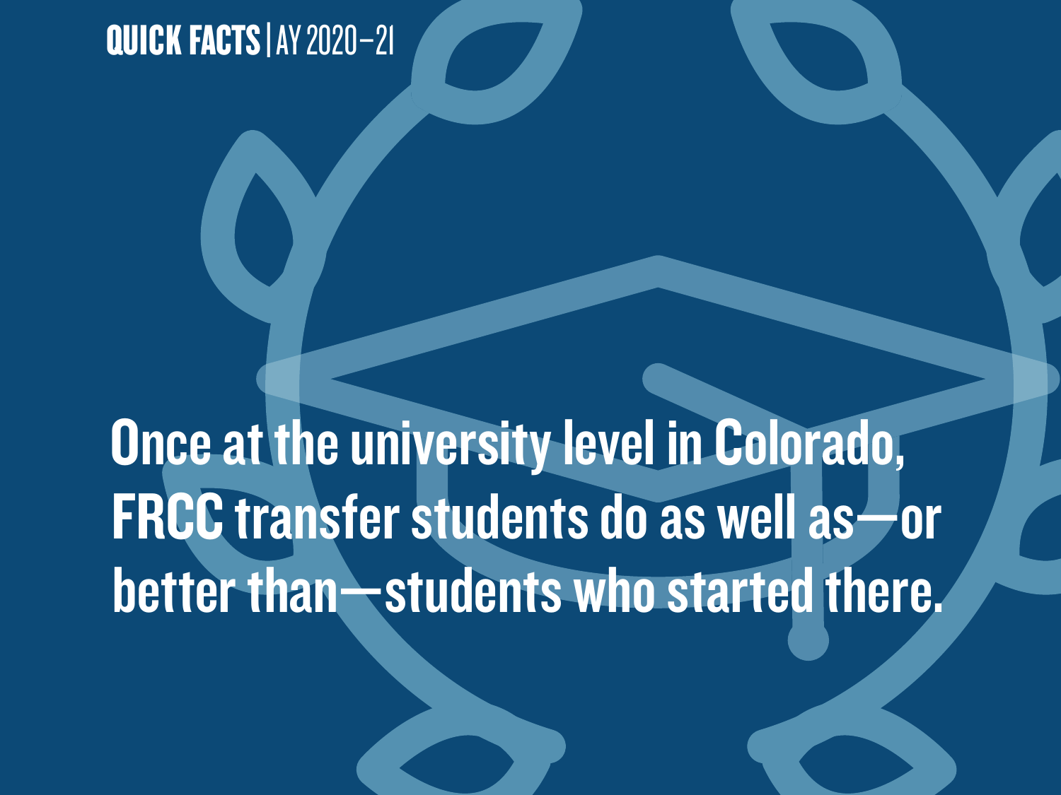**QUICK FACTS** | AY 2020–21

## Once at the university level in Colorado, FRCC transfer students do as well as—or better than—students who started there.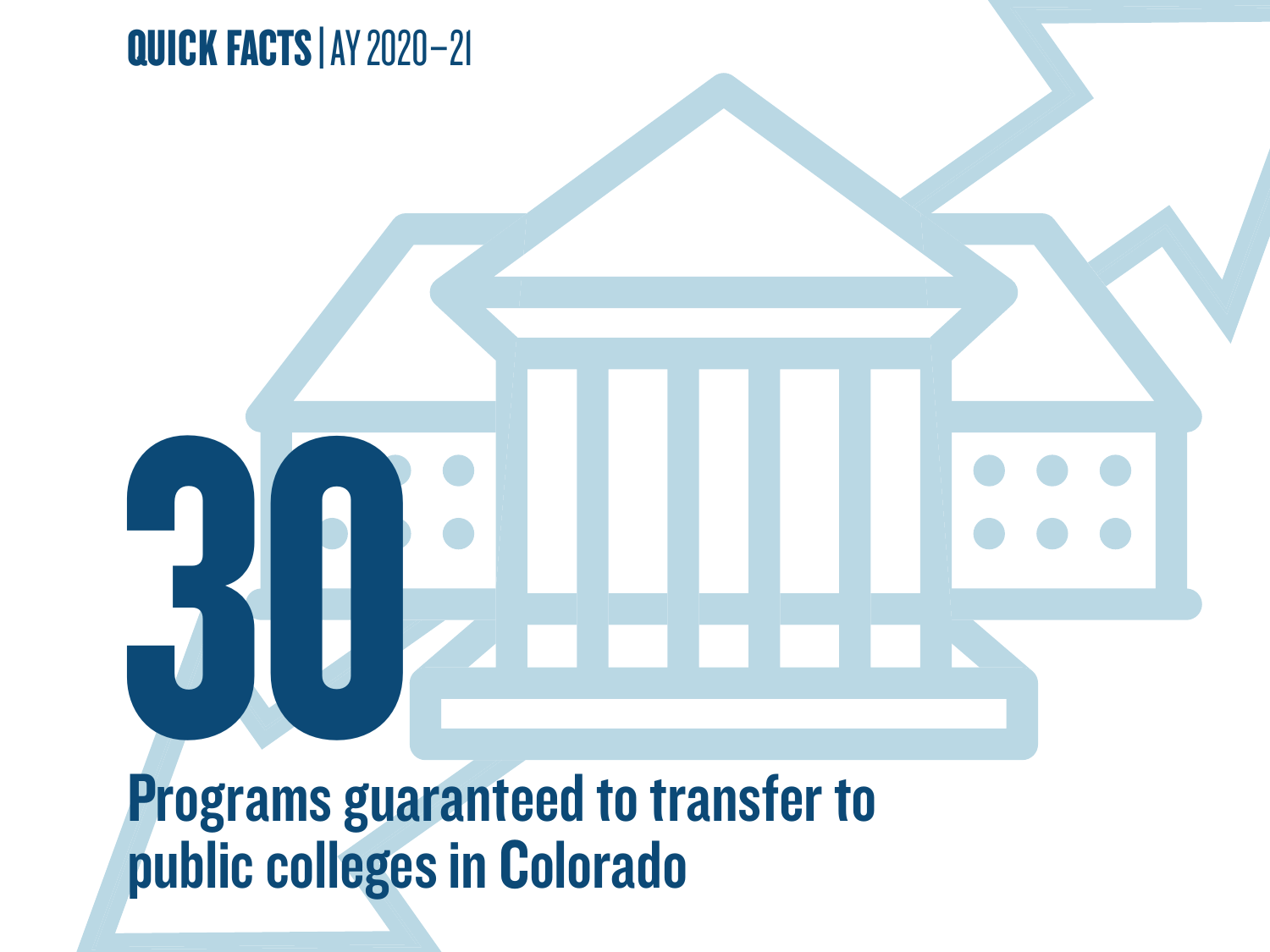**QUICK FACTS** | AY 2020–21

# 30

**Programs guaranteed to transfer to public colleges in Colorado**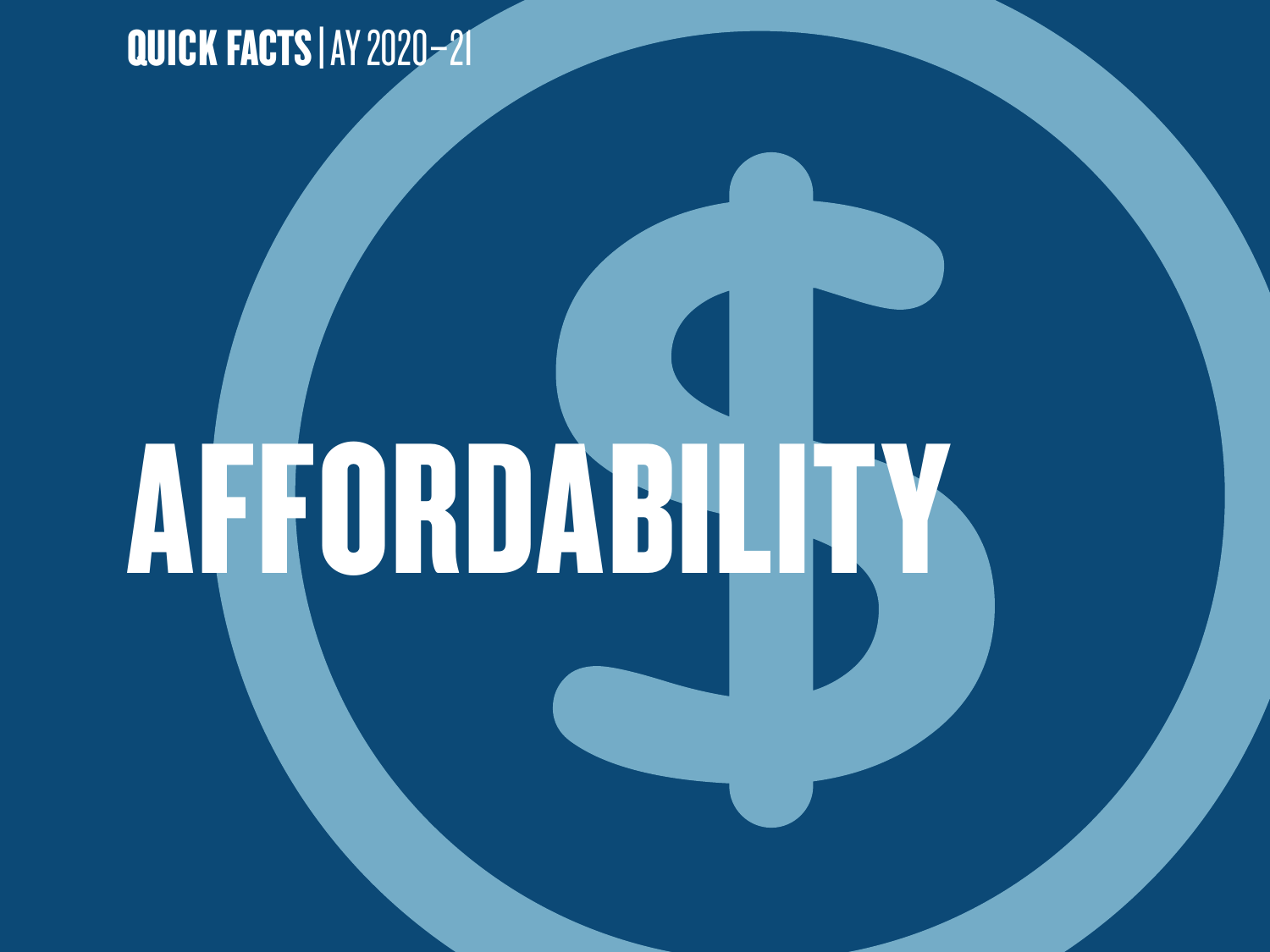QUICK FACTS | AY 2020–21

# AFFORDABILITY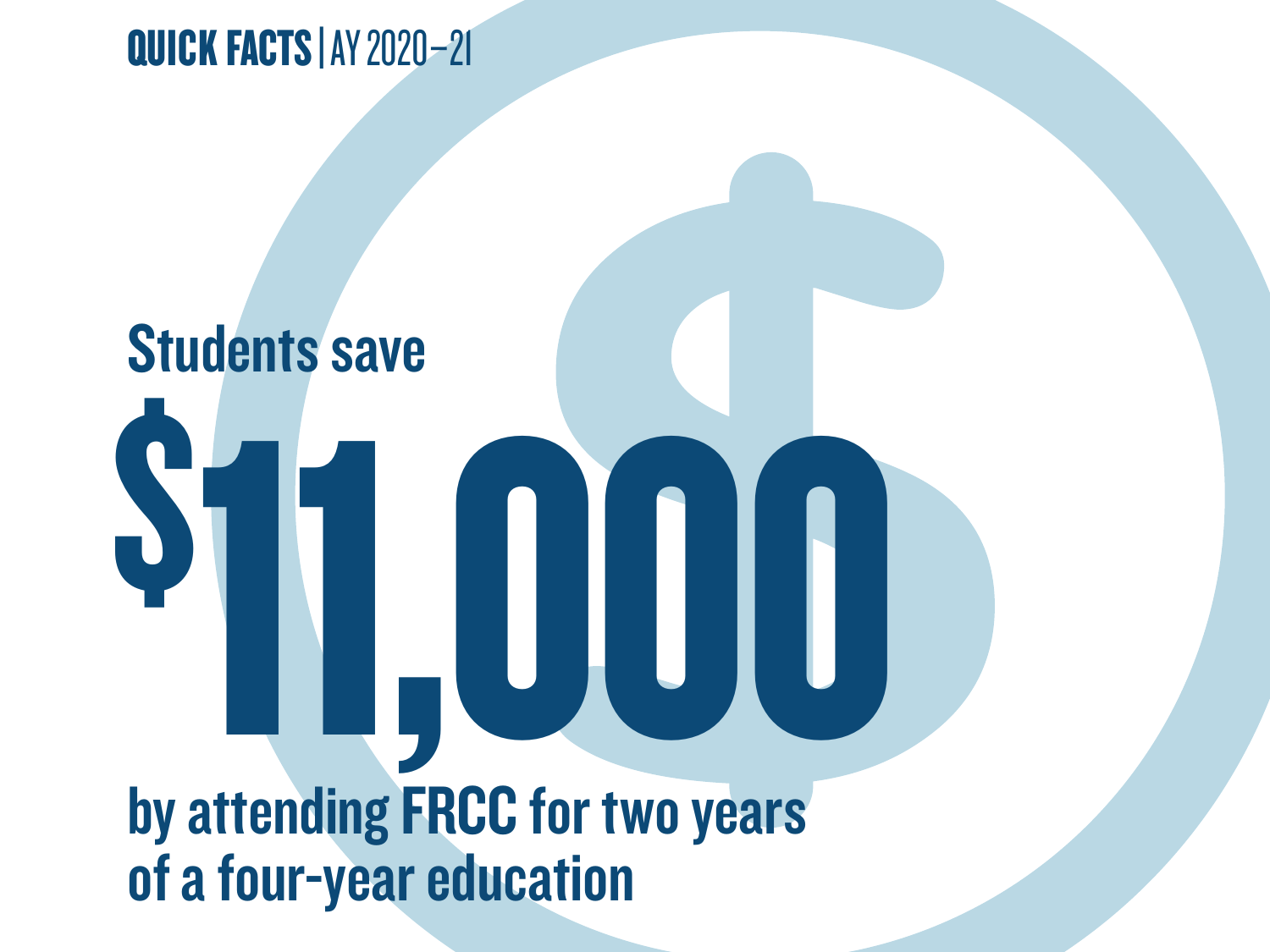**QUICK FACTS | AY 2020–21**

Students save

# $11,000

by attending FRCC for two years of a four-year education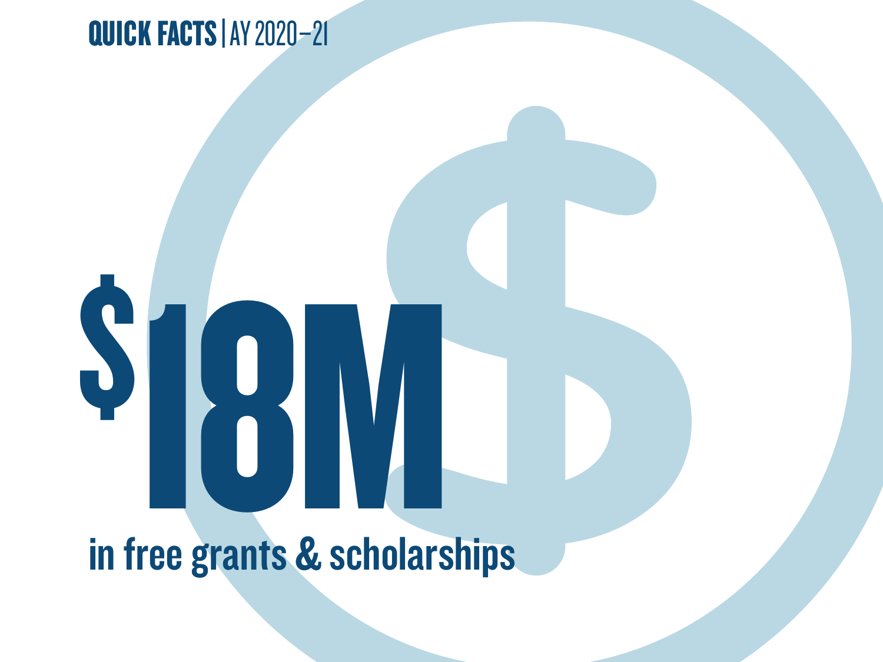**QUICK FACTS** | AY 2020–21

# $18M

in free grants & scholarships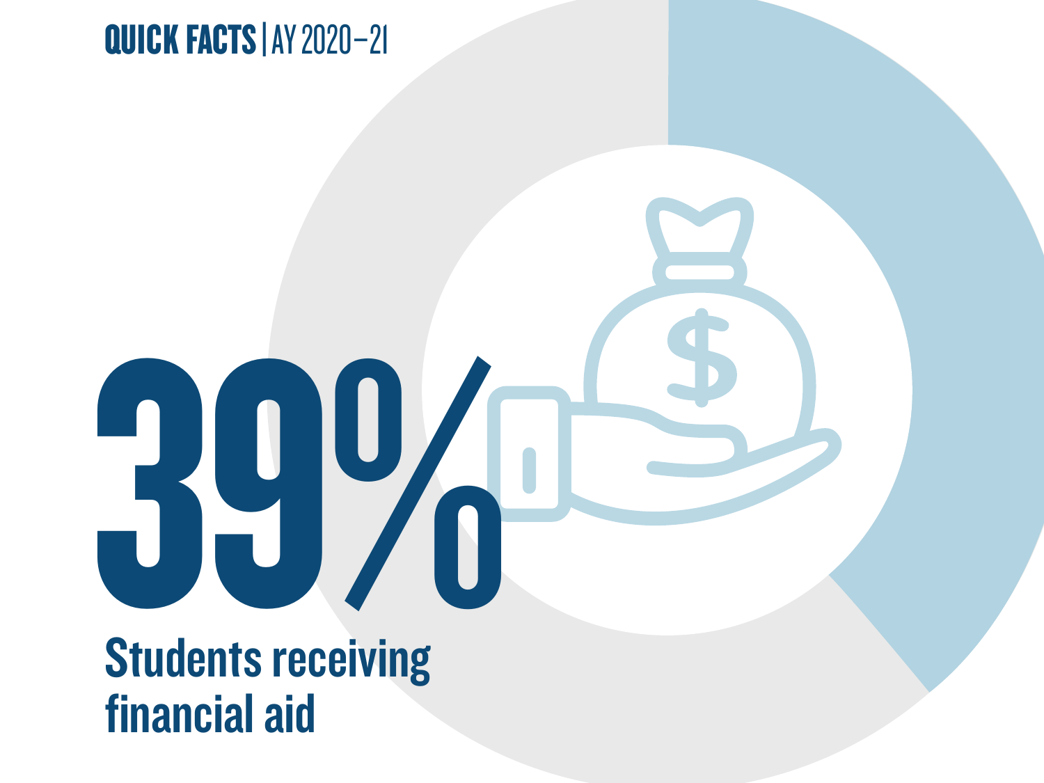**QUICK FACTS** | AY 2020–21

# 39%

**Students receiving financial aid**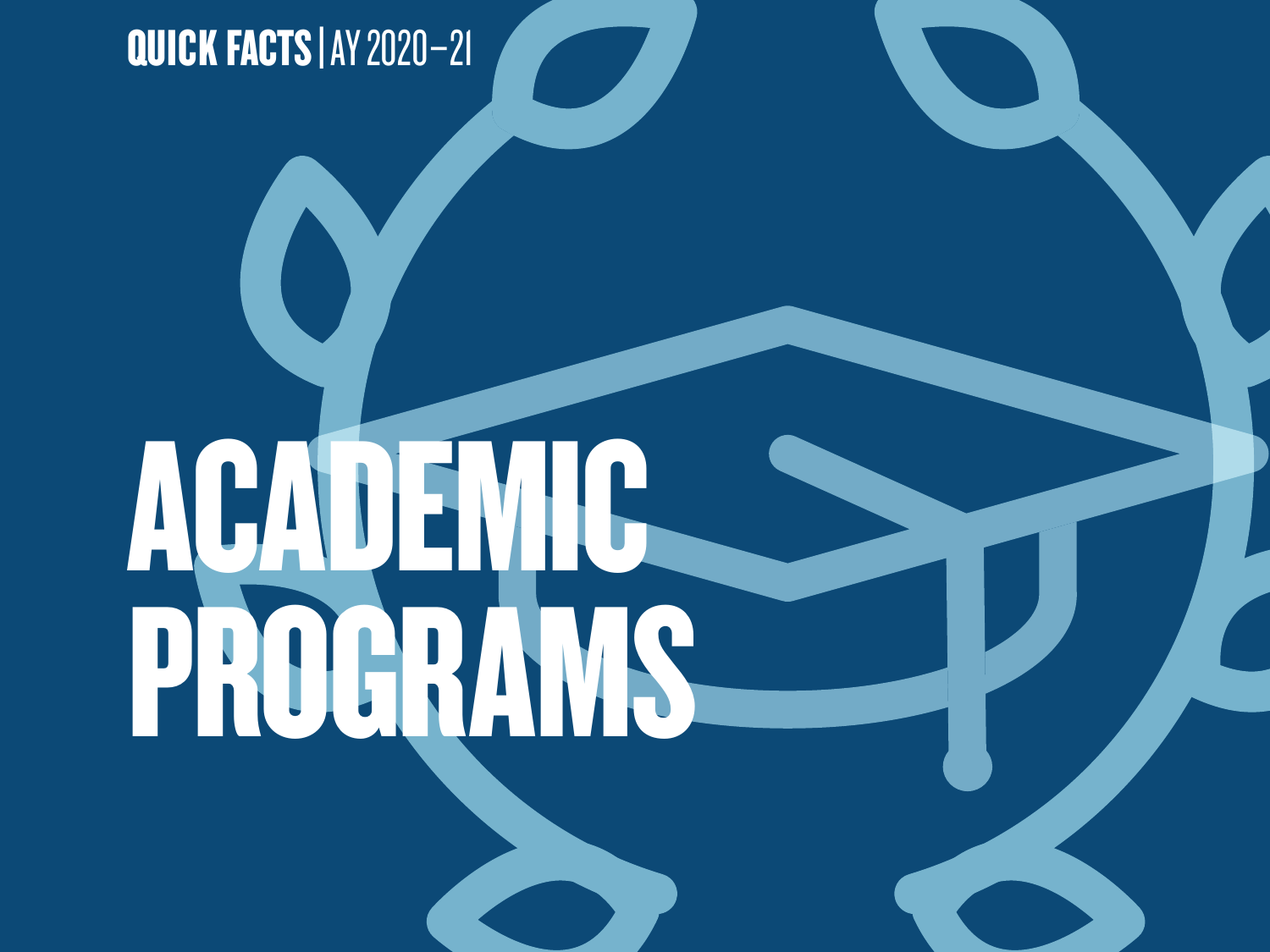QUICK FACTS | AY 2020–21

# ACADEMIC PROGRAMS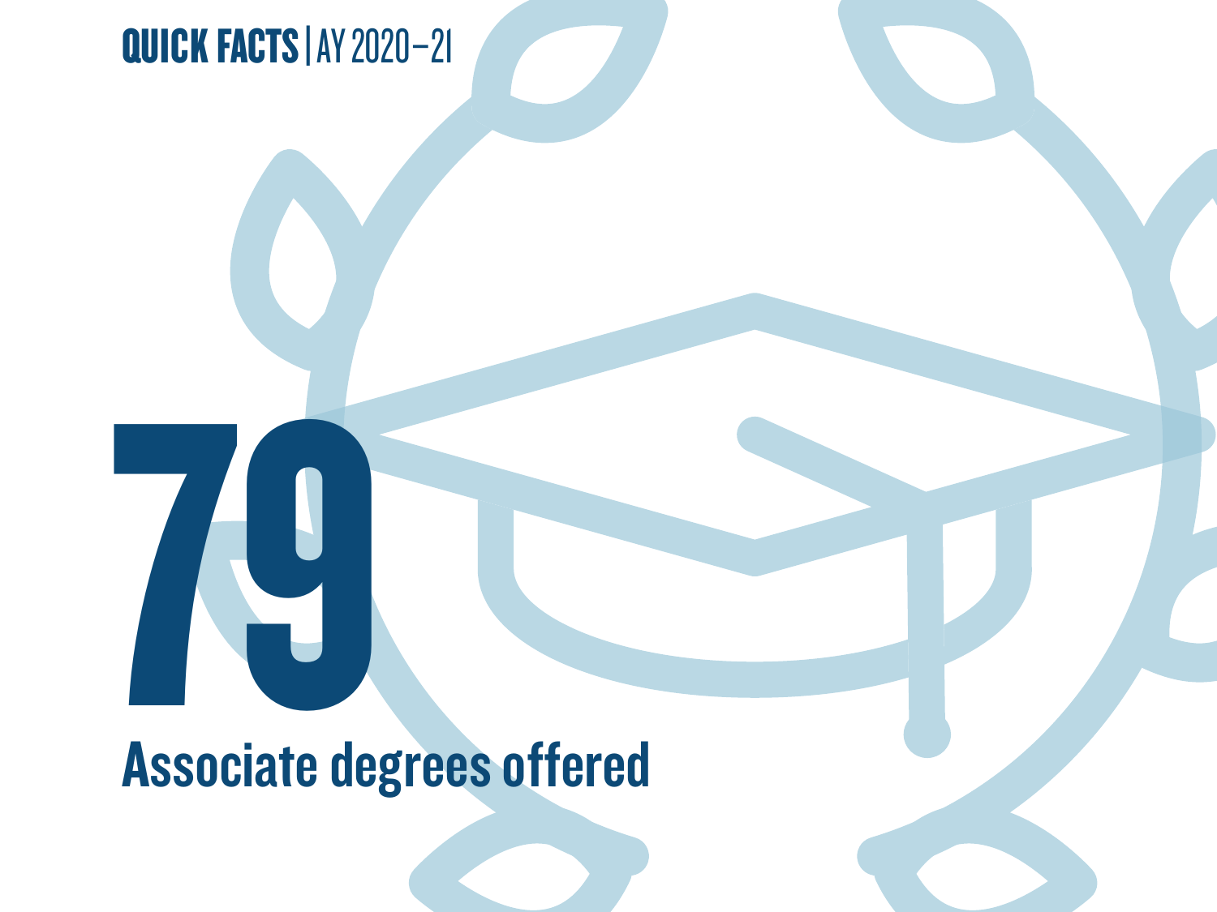**QUICK FACTS** | AY 2020–21

# 79

**Associate degrees offered**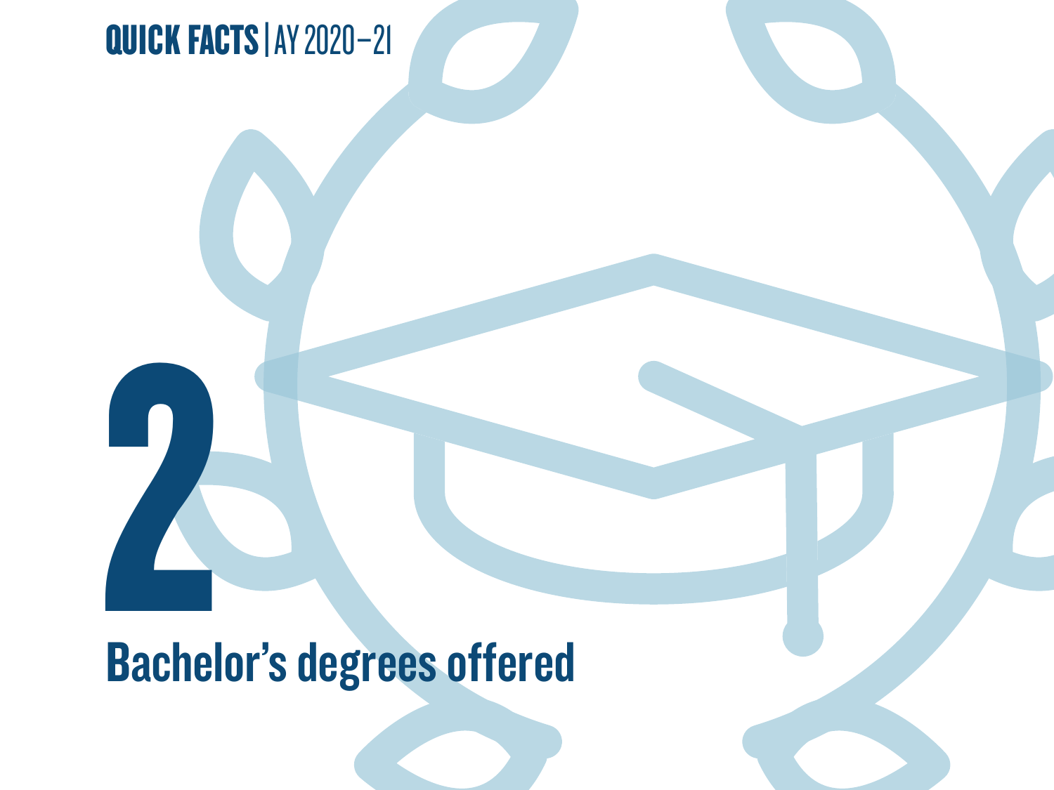**QUICK FACTS** | AY 2020–21

# 2

## Bachelor’s degrees offered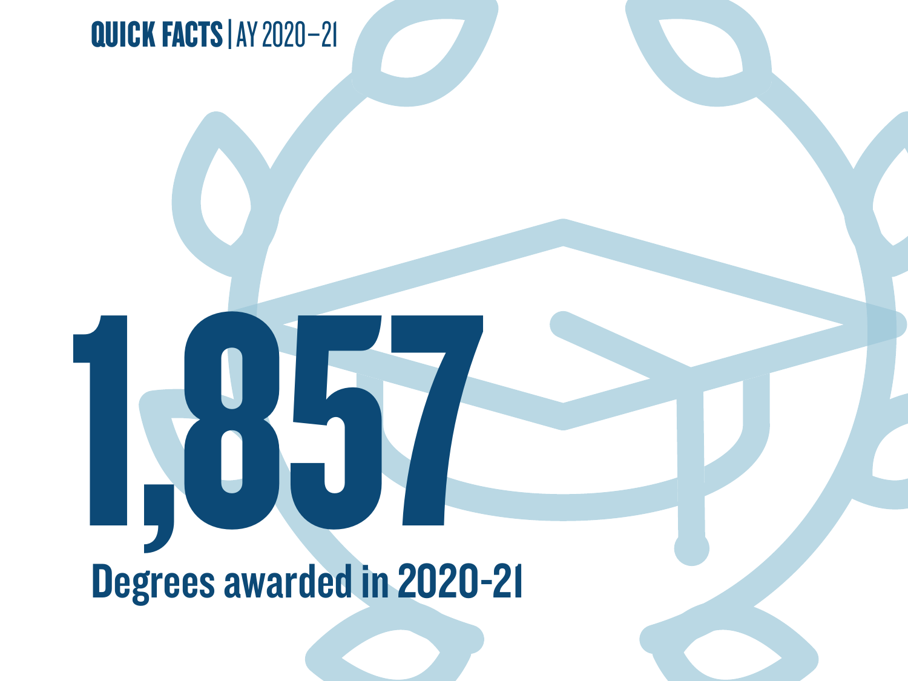**QUICK FACTS** | AY 2020–21

# 1,857

**Degrees awarded in 2020-21**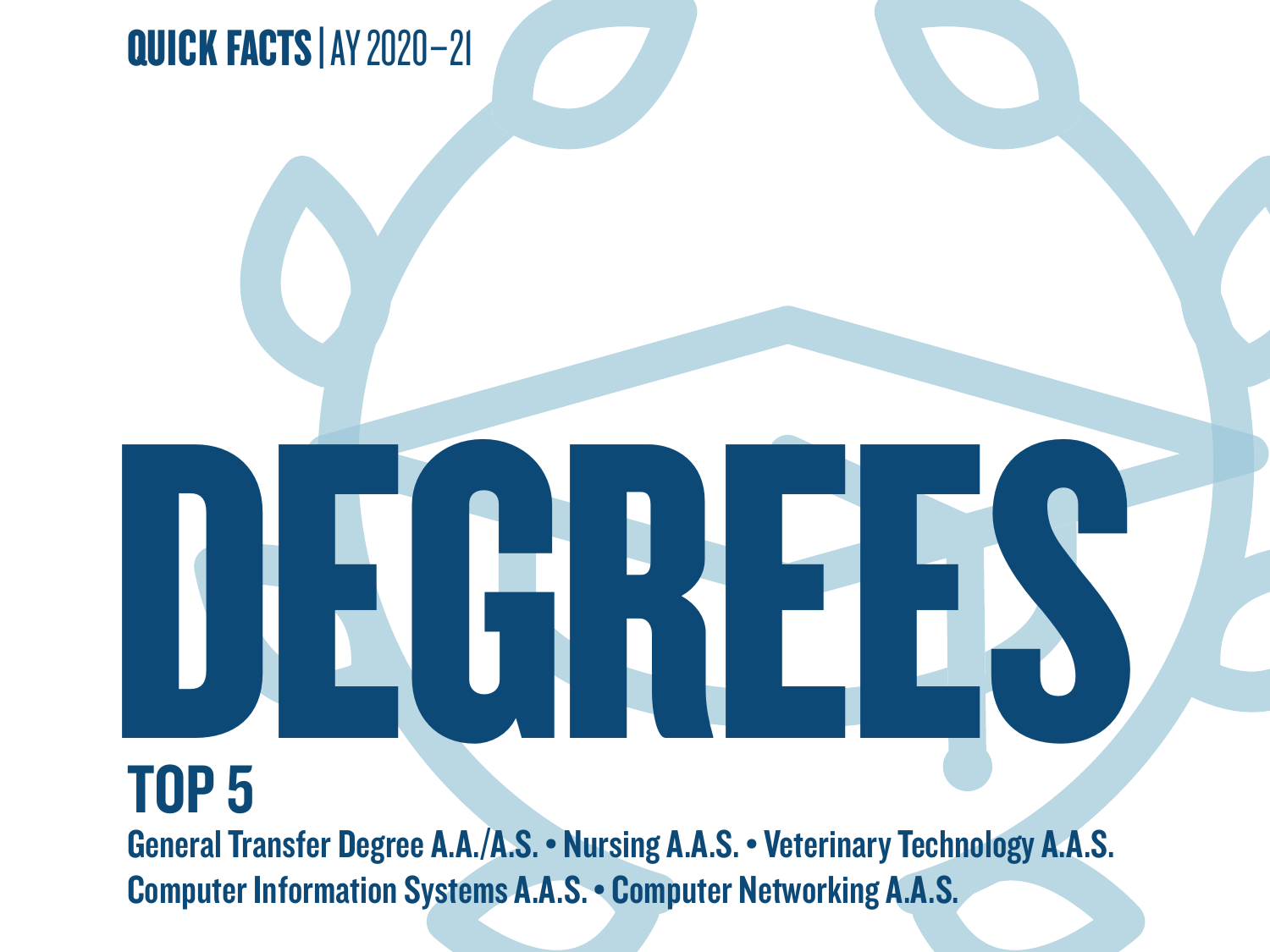**QUICK FACTS** | AY 2020–21

# DEGREES

## TOP 5

General Transfer Degree A.A./A.S. • Nursing A.A.S. • Veterinary Technology A.A.S.
Computer Information Systems A.A.S. • Computer Networking A.A.S.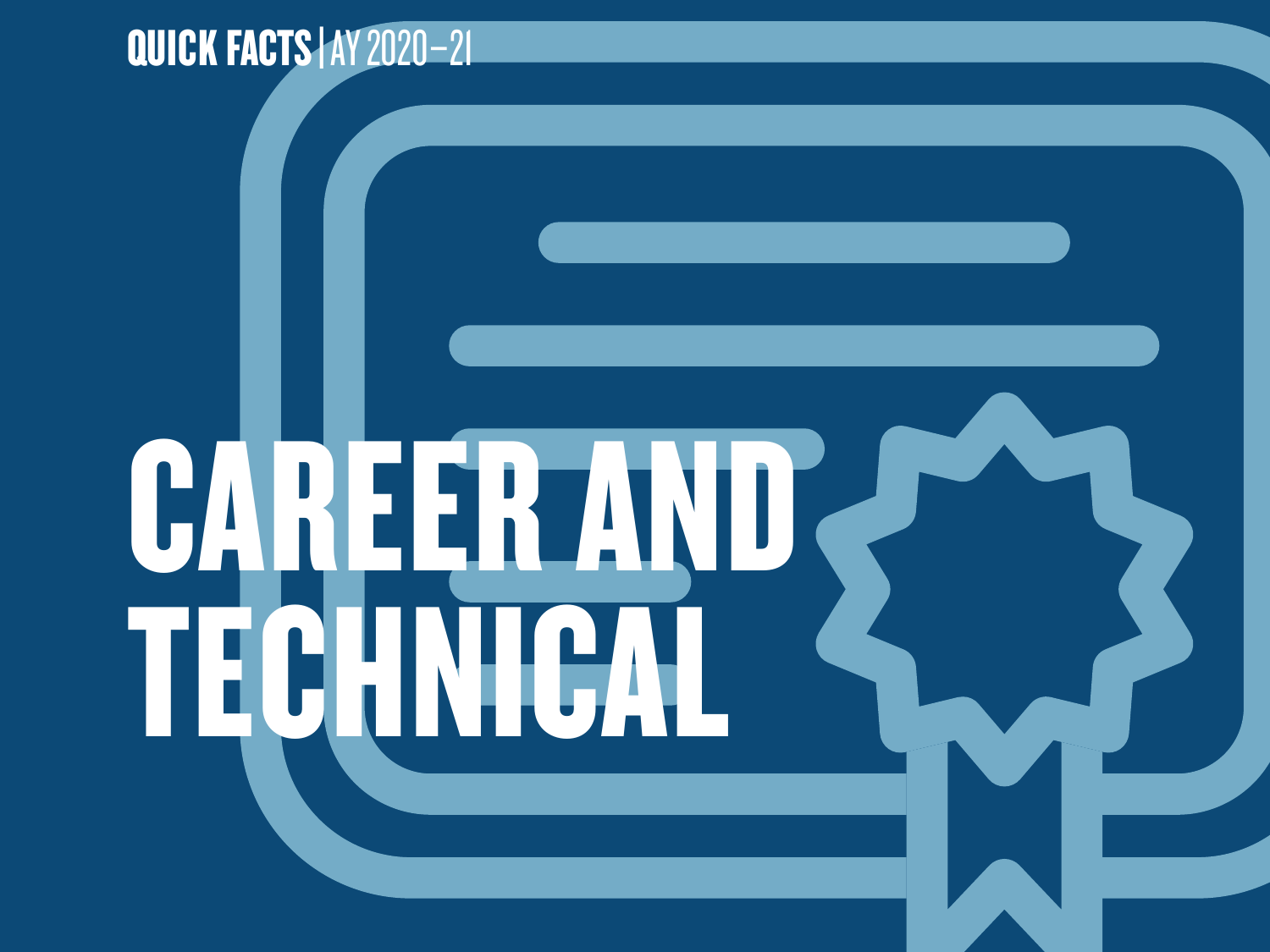**QUICK FACTS** | AY 2020–21

# CAREER AND TECHNICAL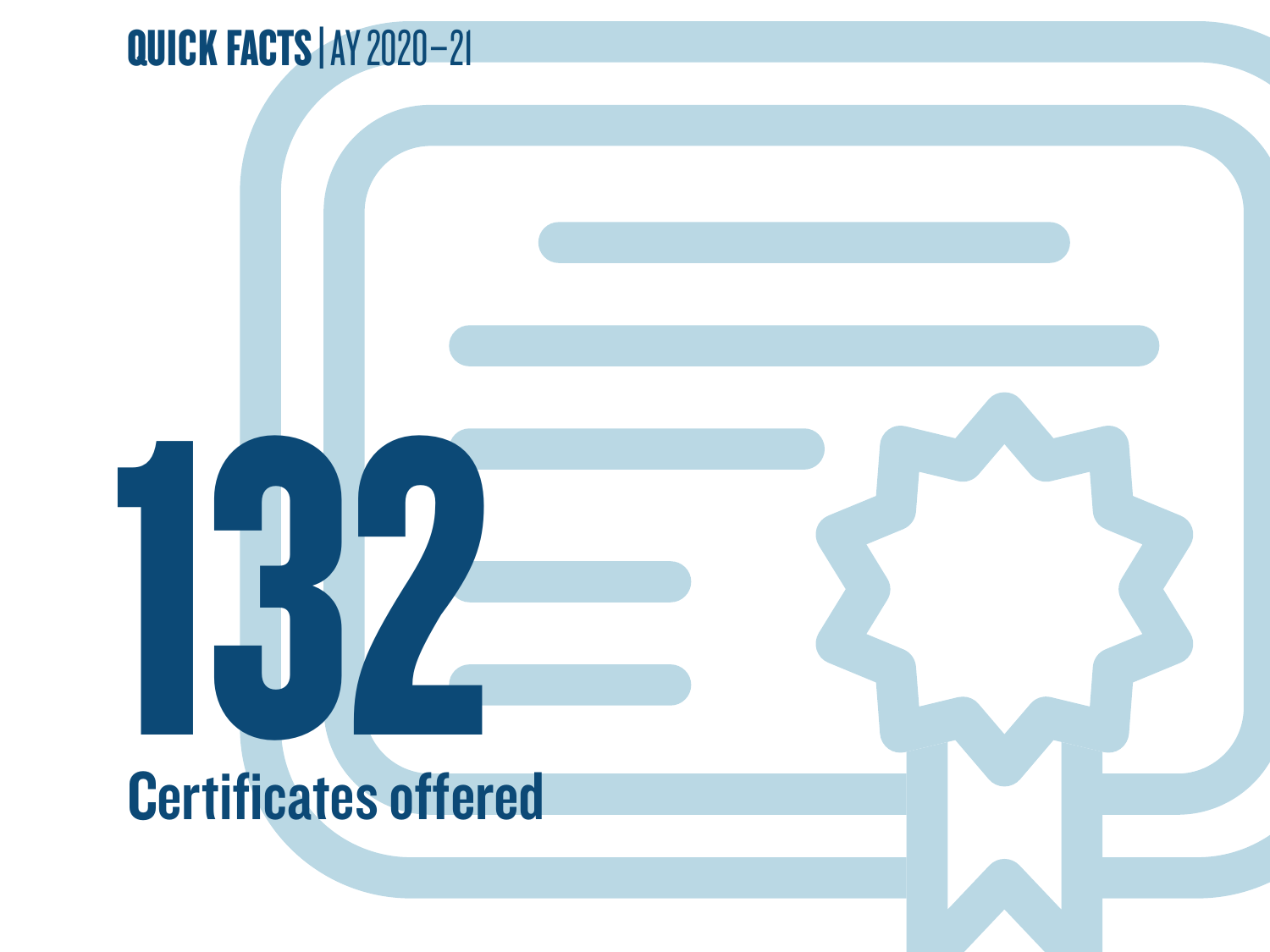**QUICK FACTS** | AY 2020–21

# 132

Certificates offered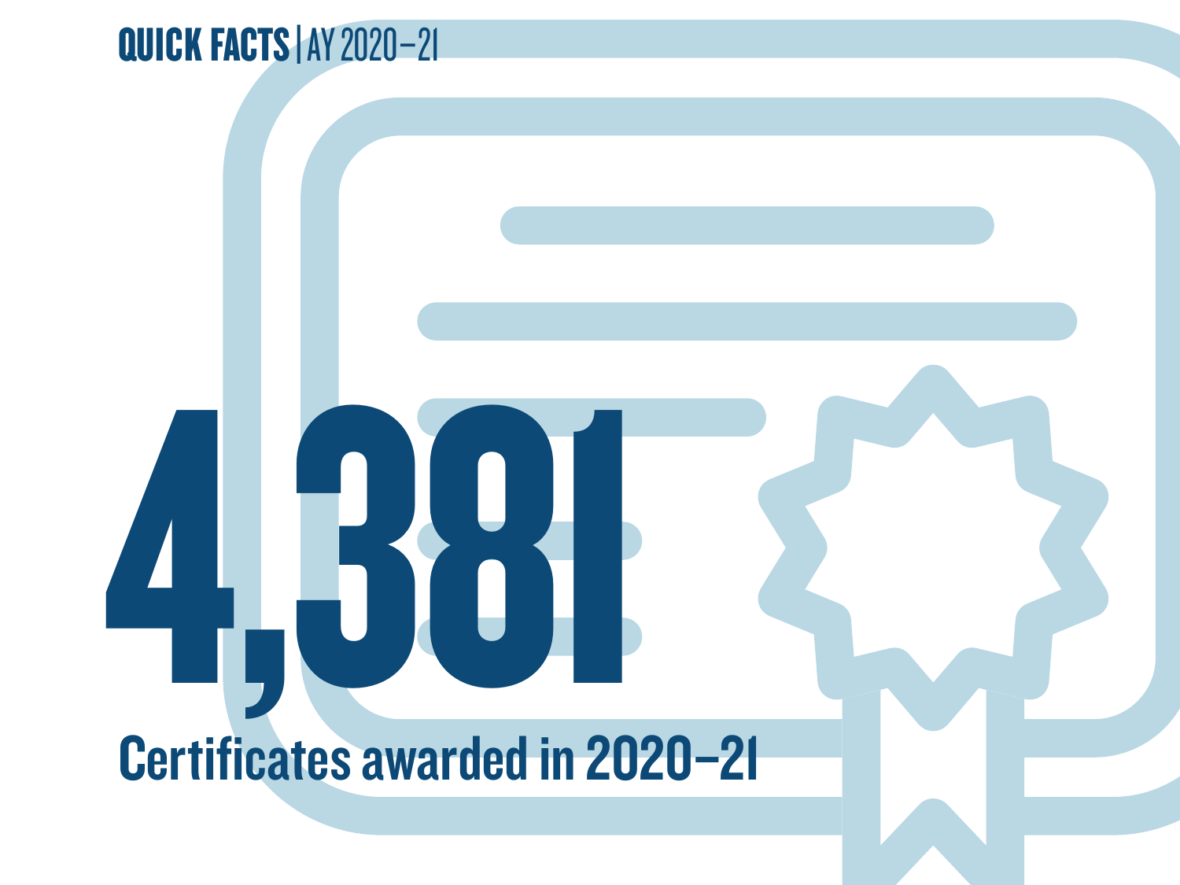**QUICK FACTS** | AY 2020–21

# 4,381

## Certificates awarded in 2020–21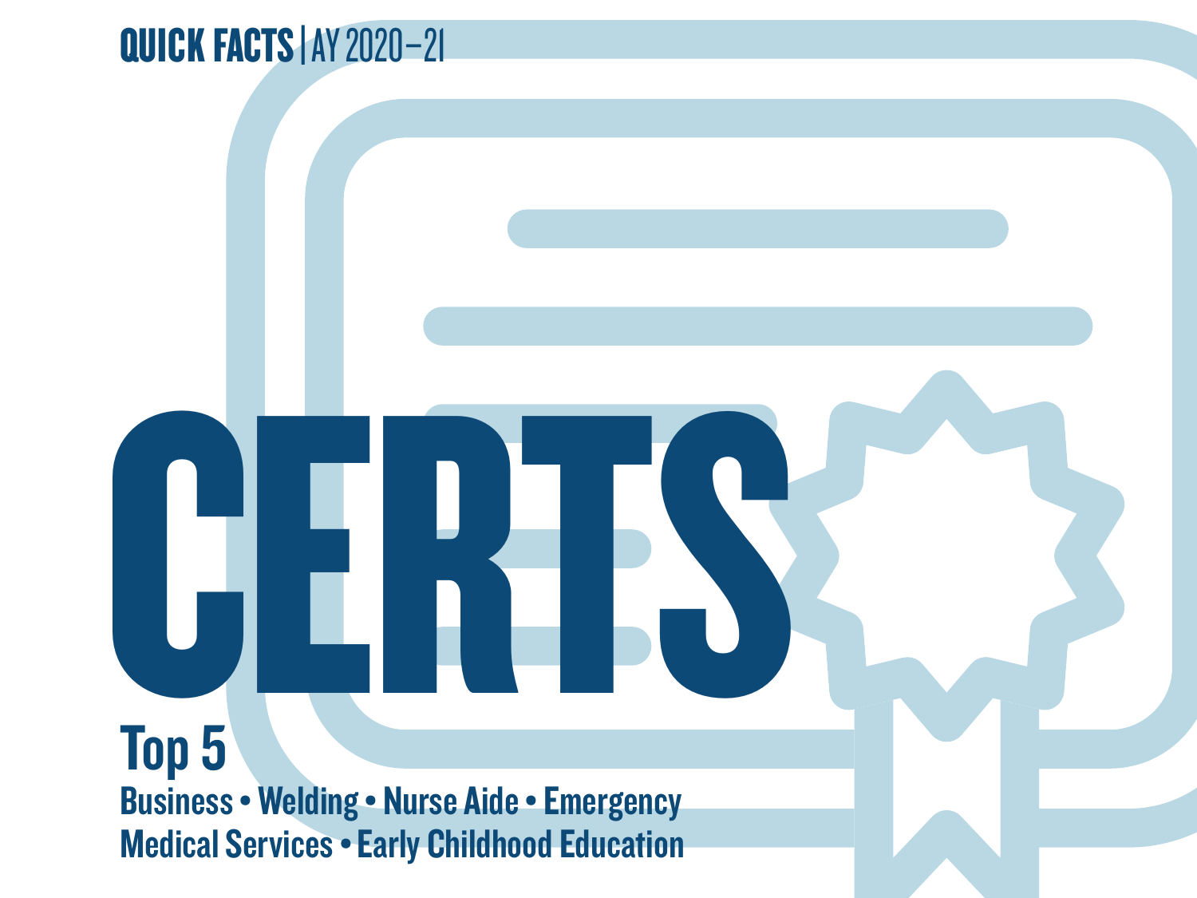**QUICK FACTS** | AY 2020–21

# CERTS

## Top 5

Business • Welding • Nurse Aide • Emergency Medical Services • Early Childhood Education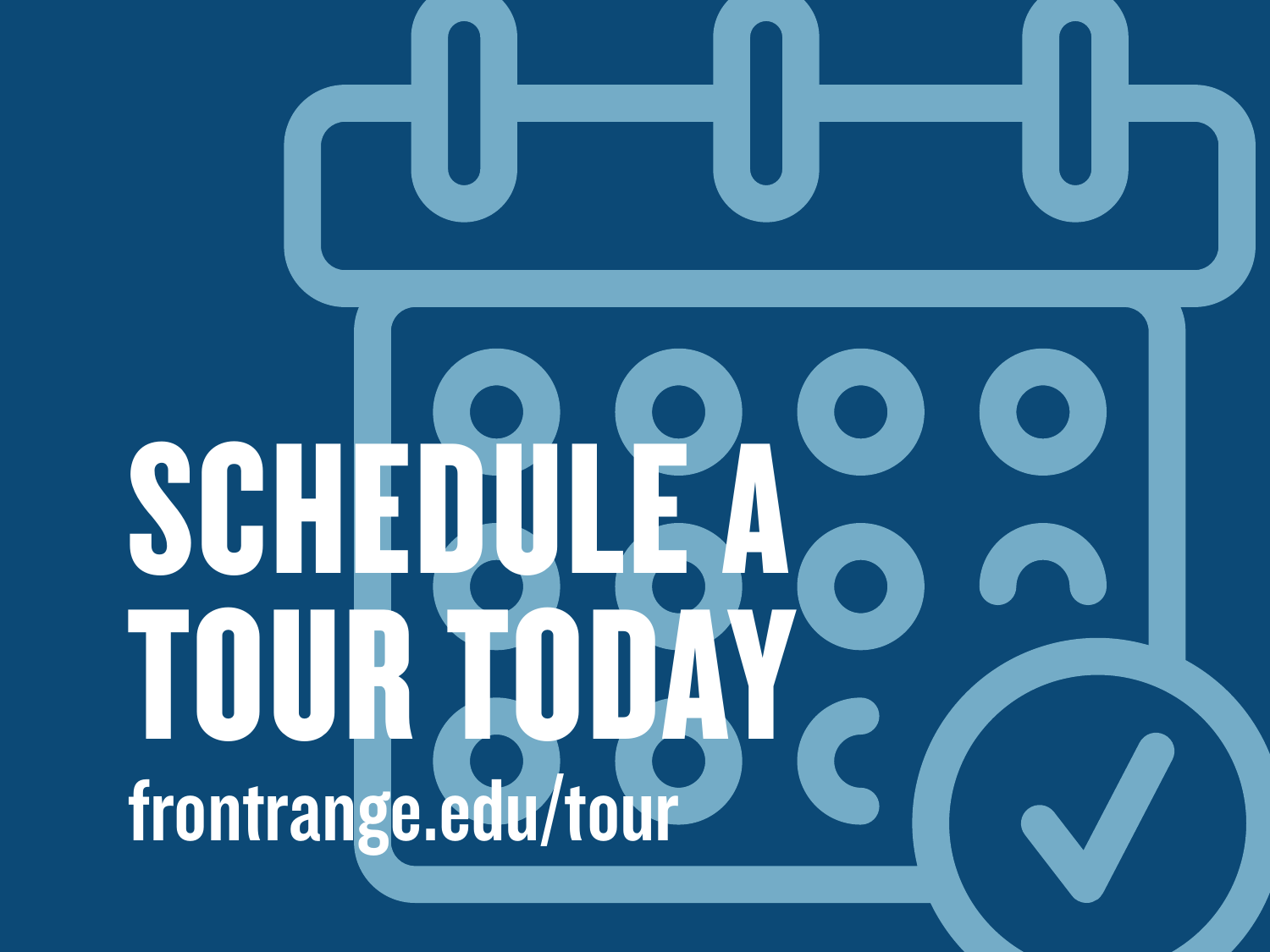# SCHEDULE A TOUR TODAY

frontrange.edu/tour